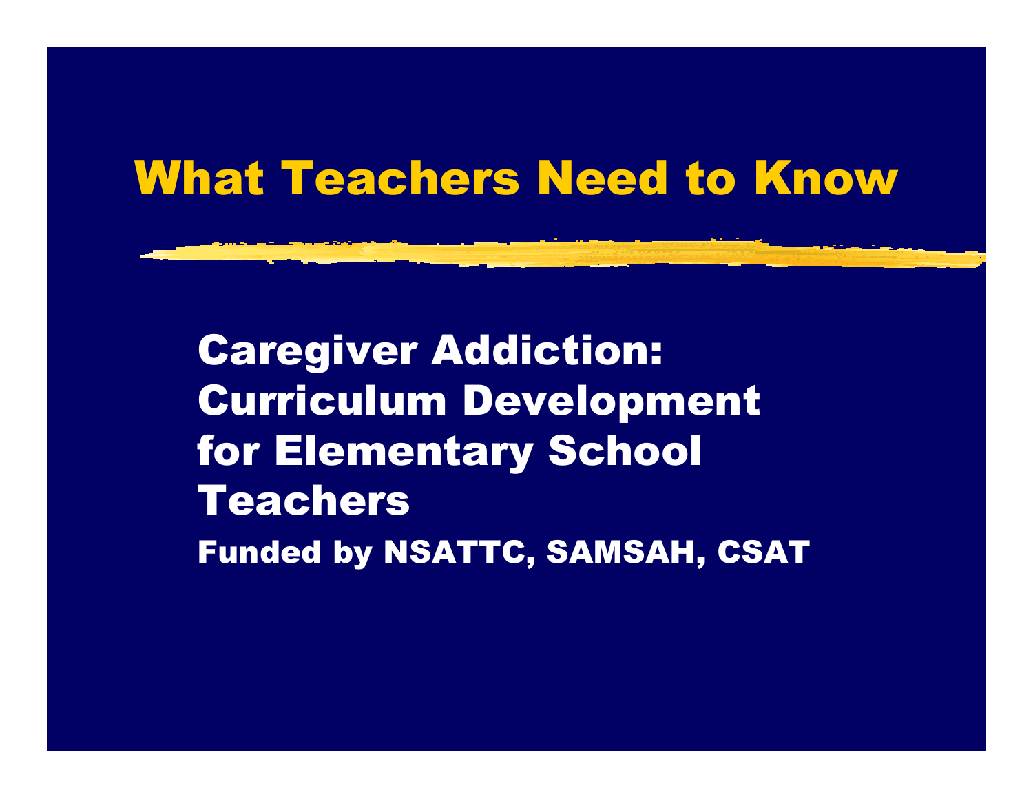# What Teachers Need to Know

## Caregiver Addiction: Curriculum Development for Elementary School Teachers

**Funded by NSATTC, SAMSAH, CSAT**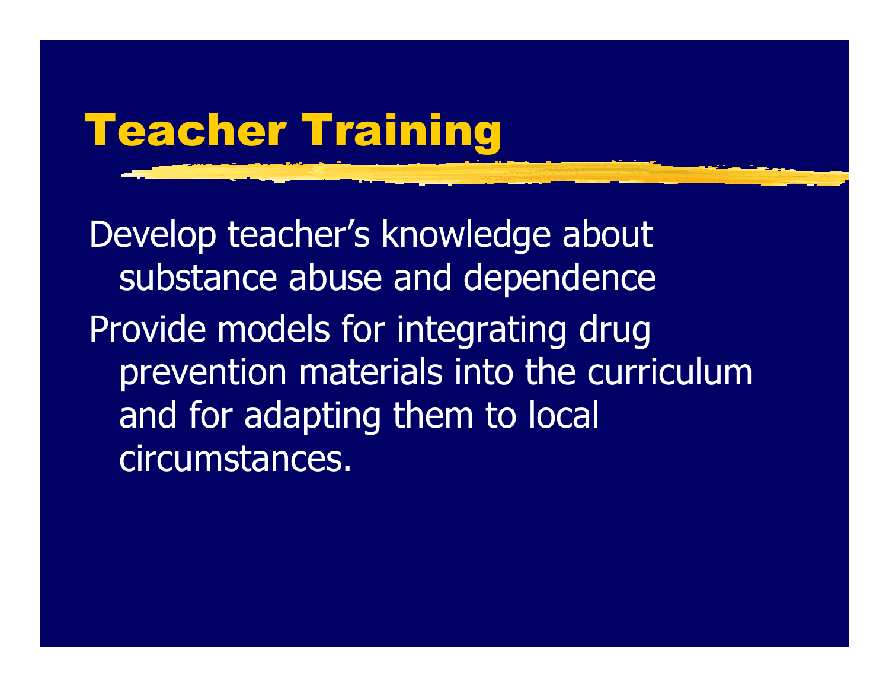# Teacher Training

- Develop teacher’s knowledge about substance abuse and dependence
- Provide models for integrating drug prevention materials into the curriculum and for adapting them to local circumstances.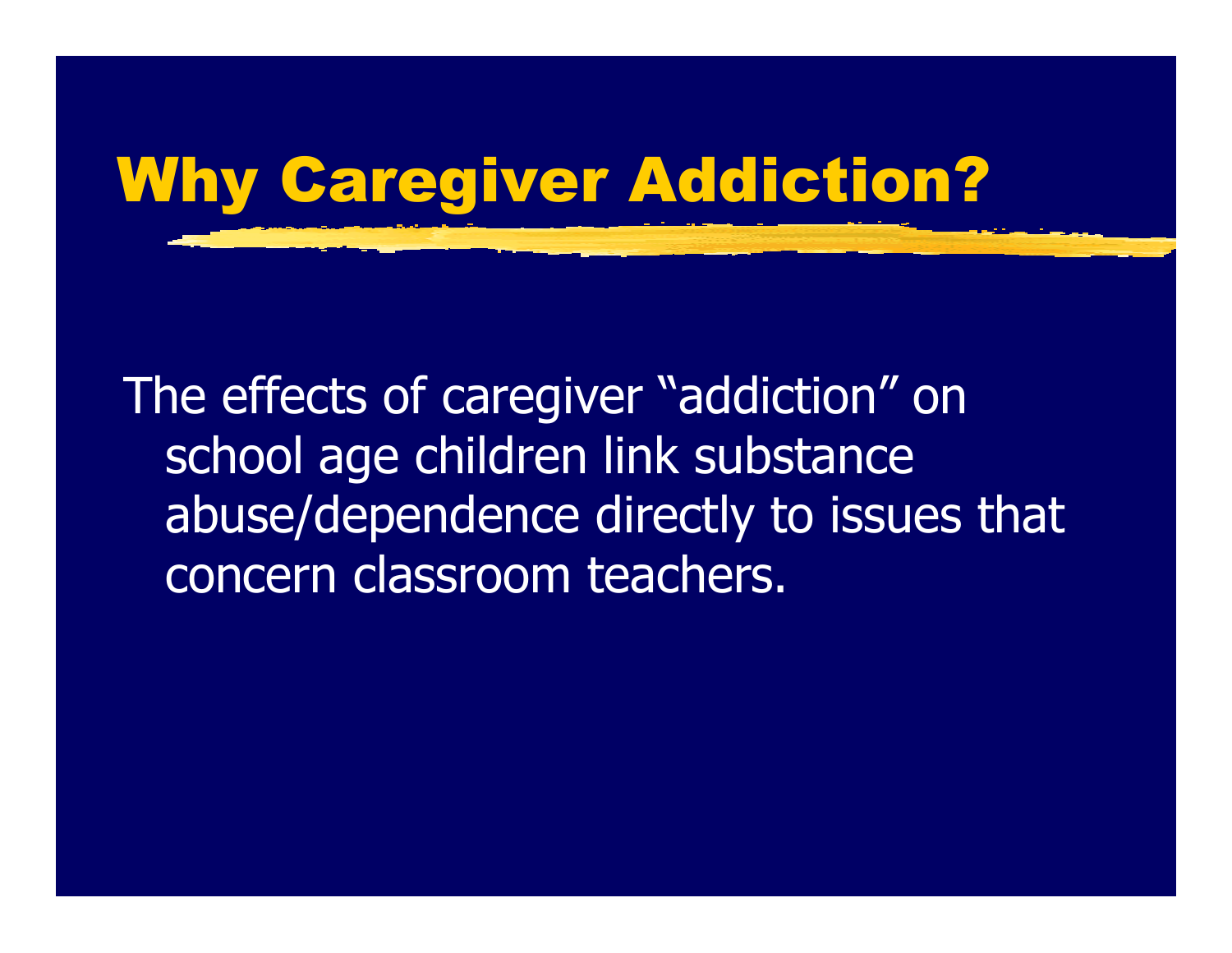# Why Caregiver Addiction?

The effects of caregiver “addiction” on school age children link substance abuse/dependence directly to issues that concern classroom teachers.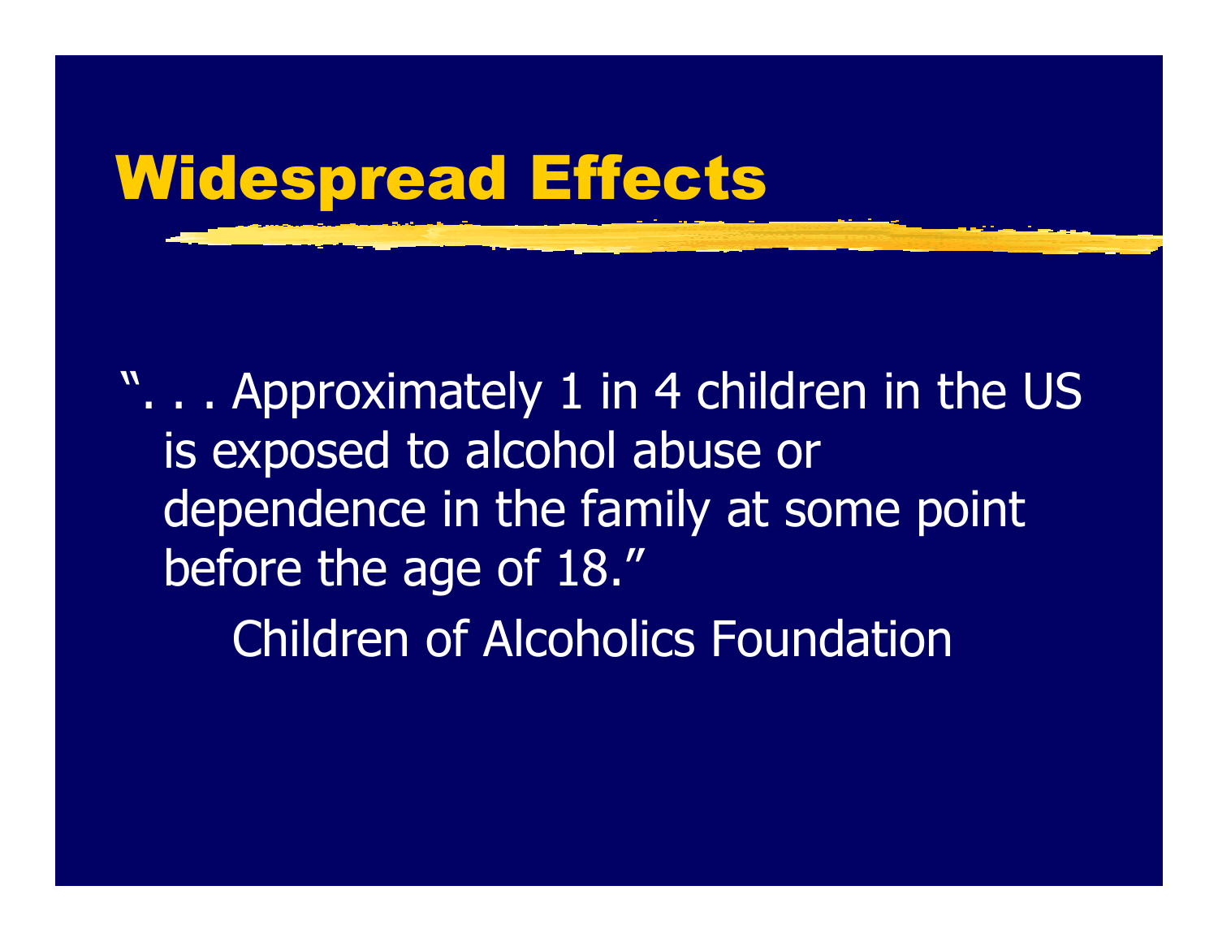# Widespread Effects

". . . Approximately 1 in 4 children in the US is exposed to alcohol abuse or dependence in the family at some point before the age of 18."

Children of Alcoholics Foundation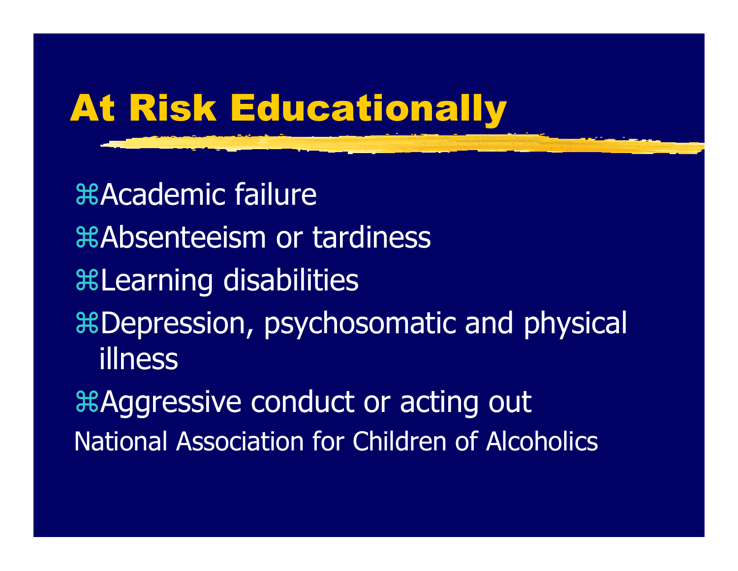# At Risk Educationally

- Academic failure
- Absenteeism or tardiness
- Learning disabilities
- Depression, psychosomatic and physical illness
- Aggressive conduct or acting out

National Association for Children of Alcoholics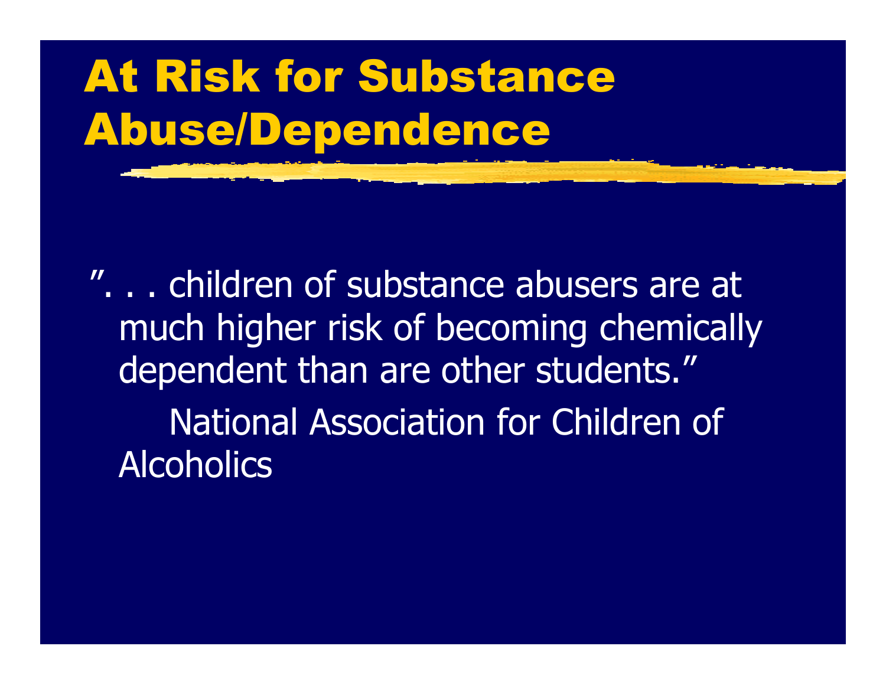# At Risk for Substance Abuse/Dependence

". . . children of substance abusers are at much higher risk of becoming chemically dependent than are other students."

National Association for Children of Alcoholics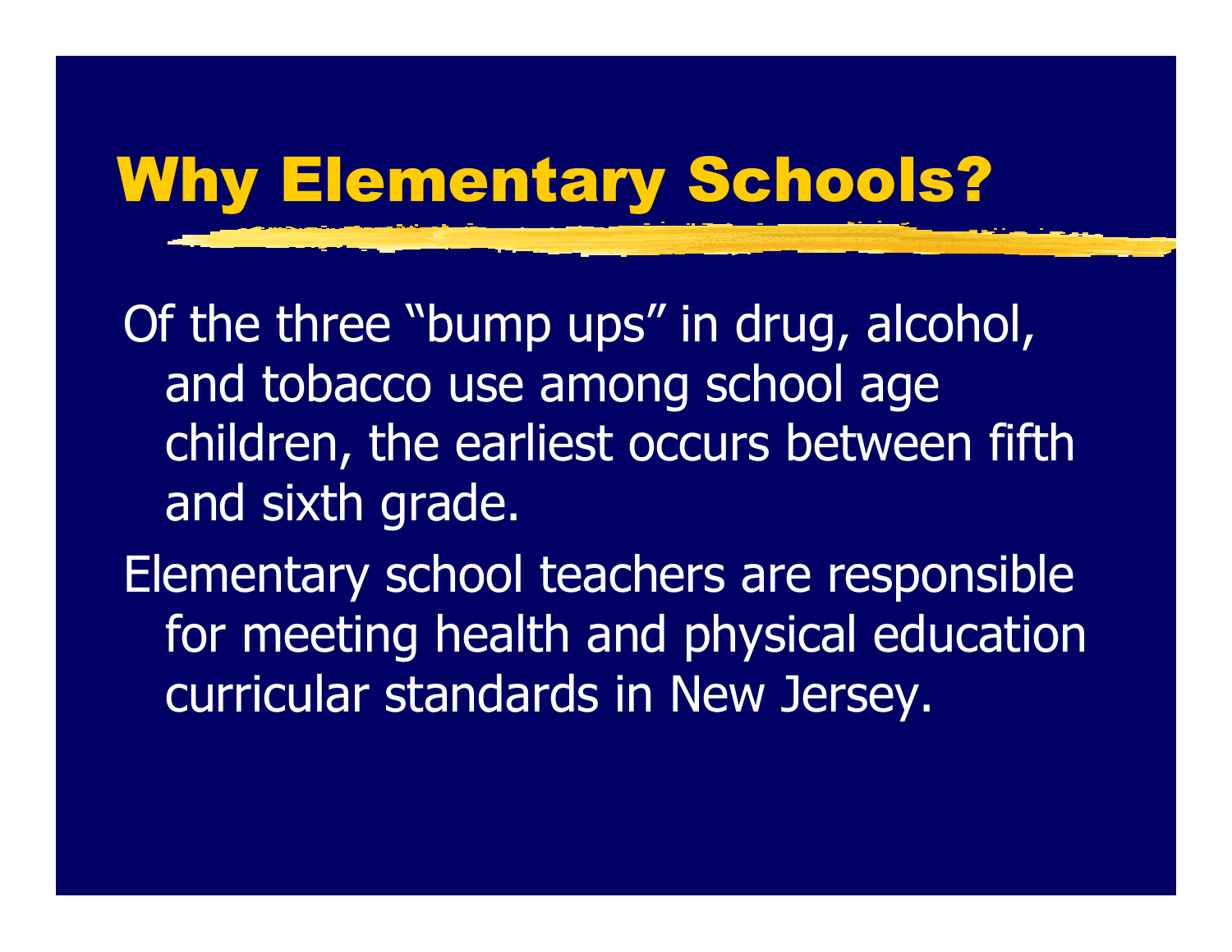# Why Elementary Schools?

Of the three "bump ups" in drug, alcohol, and tobacco use among school age children, the earliest occurs between fifth and sixth grade.

Elementary school teachers are responsible for meeting health and physical education curricular standards in New Jersey.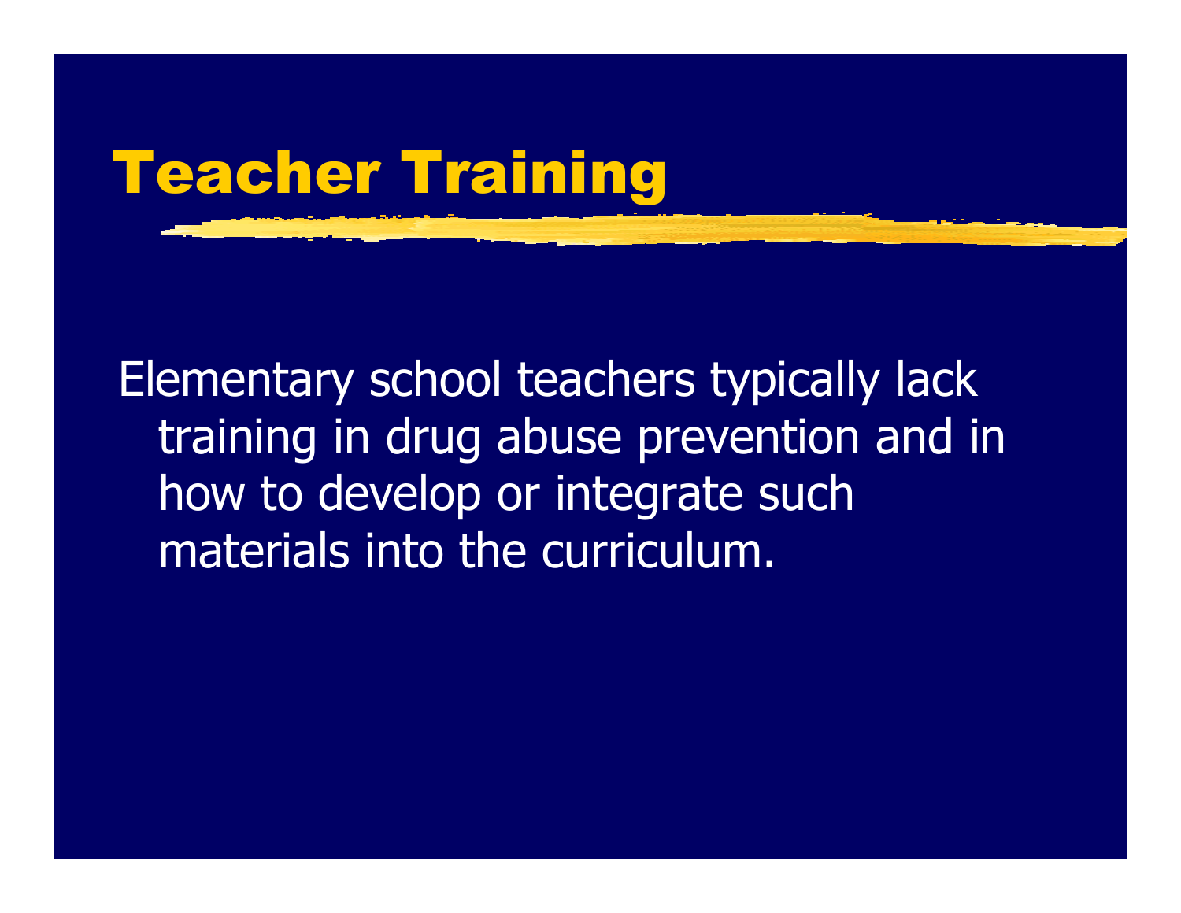# Teacher Training

Elementary school teachers typically lack training in drug abuse prevention and in how to develop or integrate such materials into the curriculum.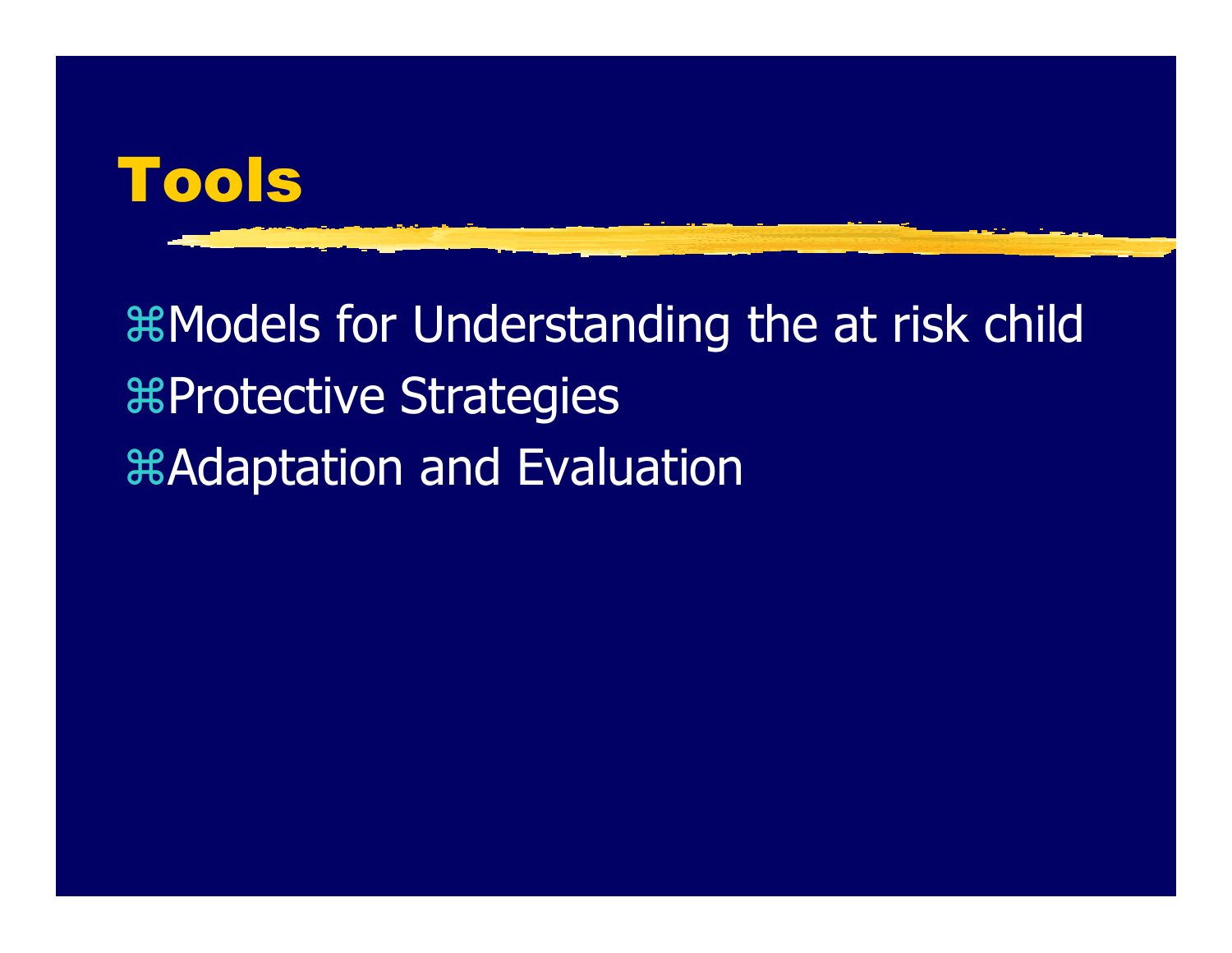# Tools

- Models for Understanding the at risk child
- Protective Strategies
- Adaptation and Evaluation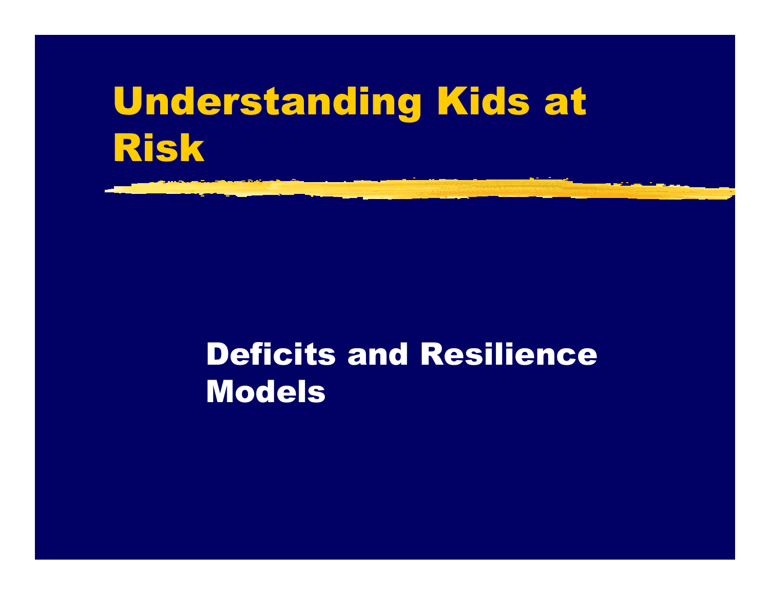# Understanding Kids at Risk

## Deficits and Resilience Models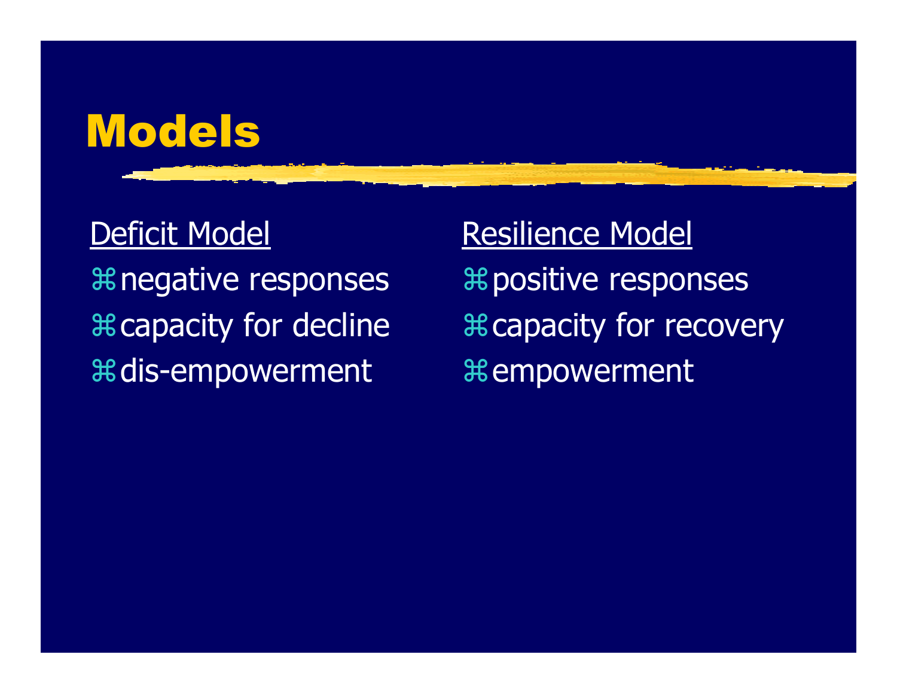# Models

| Deficit Model | Resilience Model |
| --- | --- |
| negative responses | positive responses |
| capacity for decline | capacity for recovery |
| dis-empowerment | empowerment |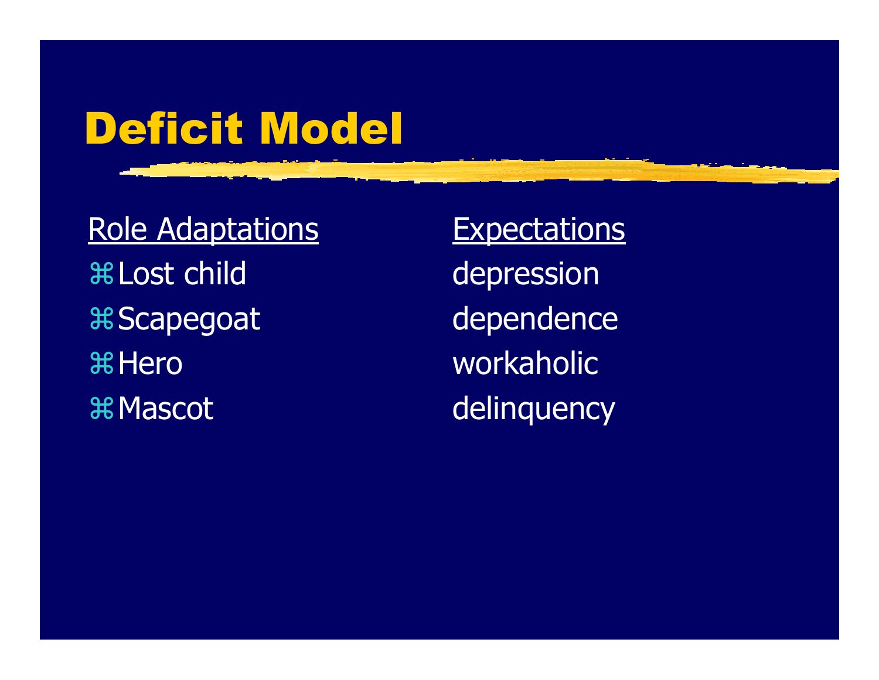# Deficit Model

| Role Adaptations | Expectations |
| --- | --- |
| Lost child | depression |
| Scapegoat | dependence |
| Hero | workaholic |
| Mascot | delinquency |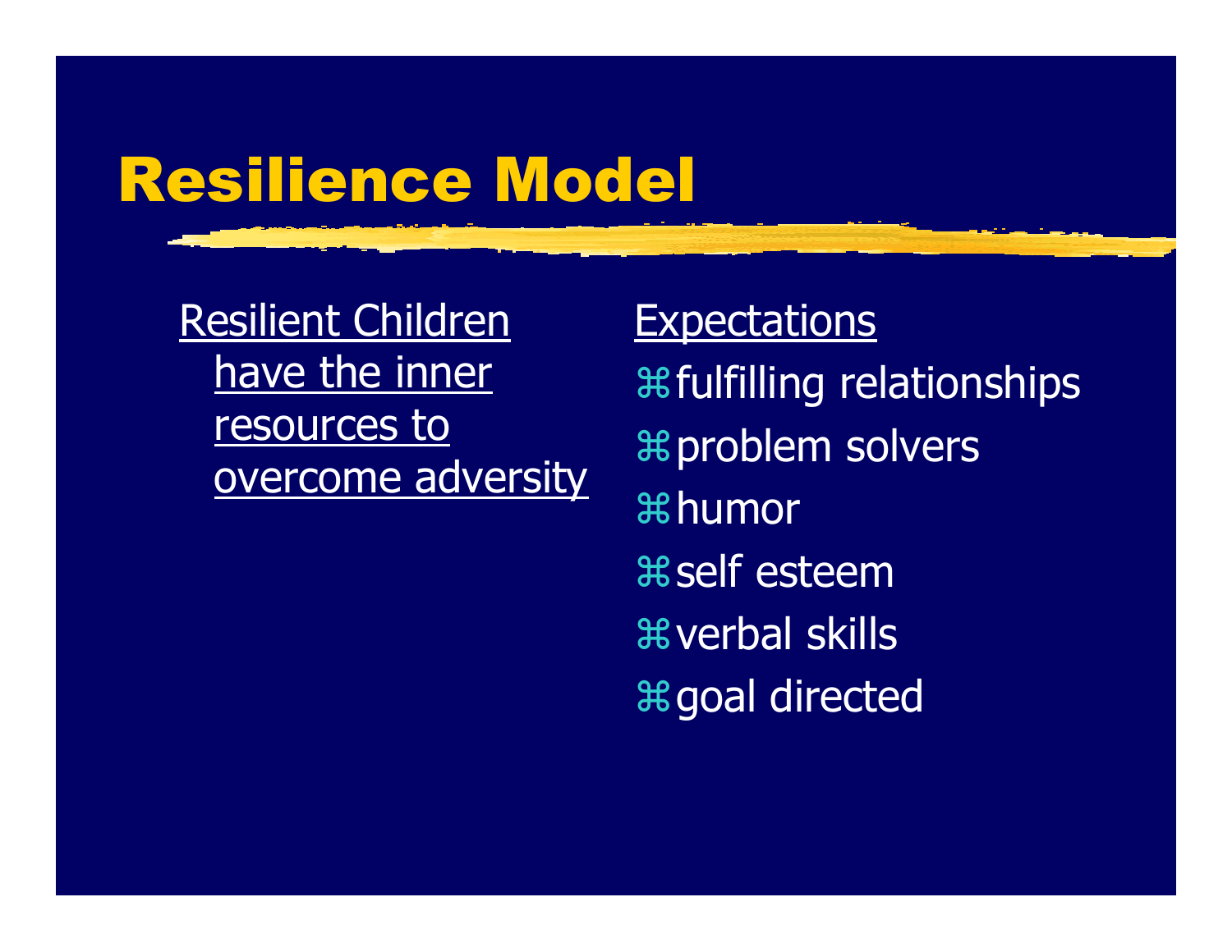# Resilience Model

Resilient Children have the inner resources to overcome adversity

Expectations

- fulfilling relationships
- problem solvers
- humor
- self esteem
- verbal skills
- goal directed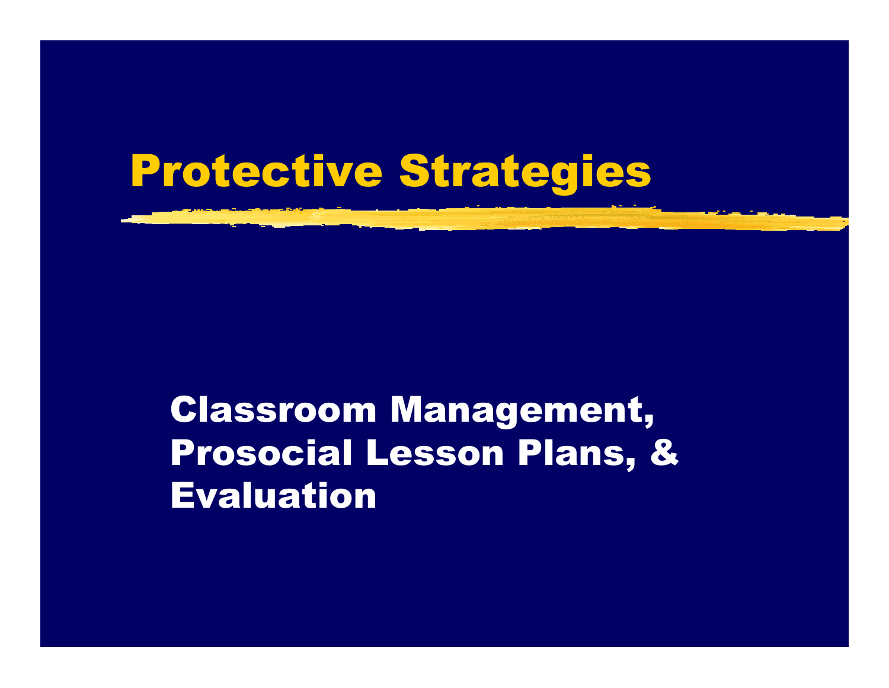# Protective Strategies

## Classroom Management, Prosocial Lesson Plans, & Evaluation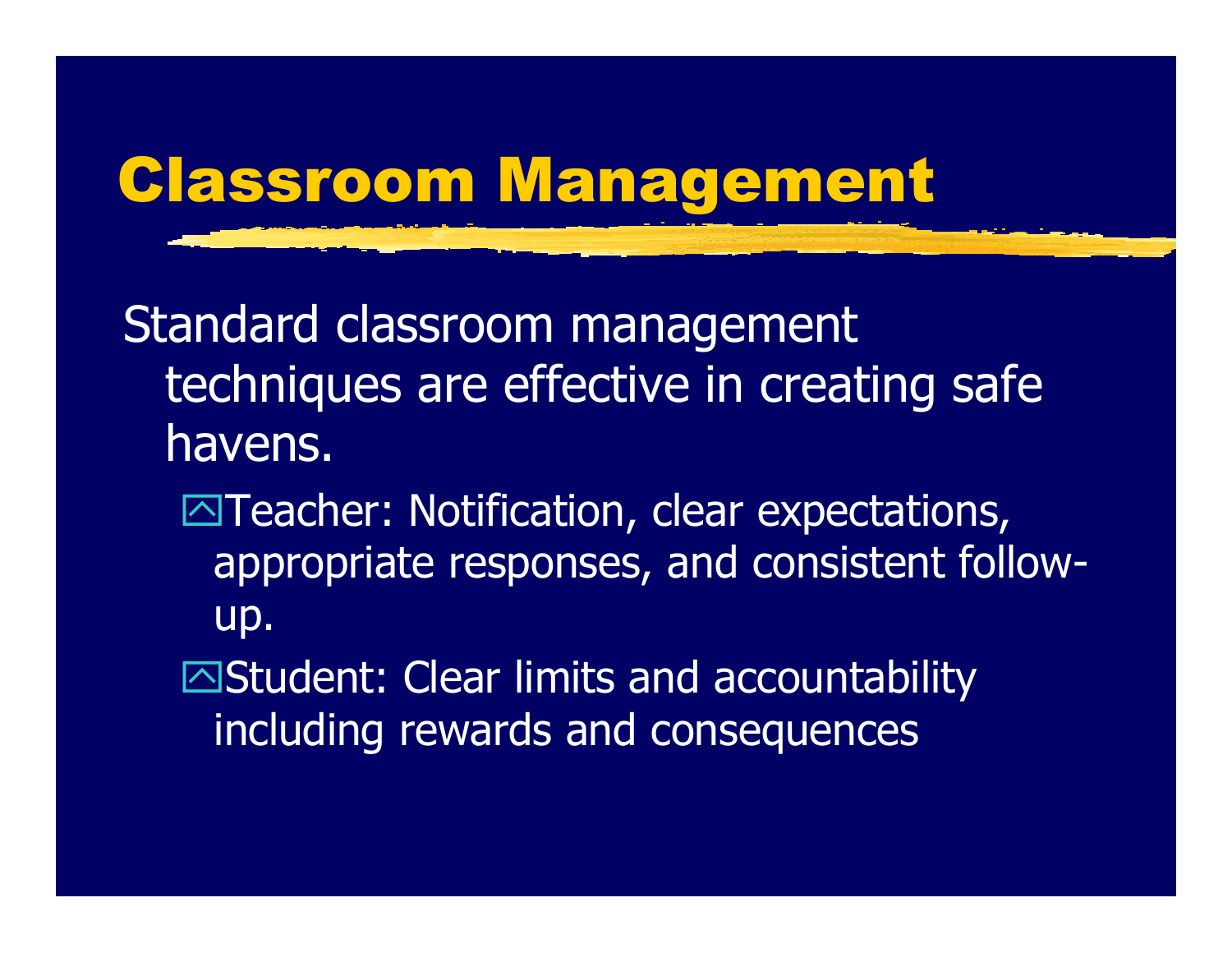# Classroom Management

Standard classroom management techniques are effective in creating safe havens.

- Teacher: Notification, clear expectations, appropriate responses, and consistent follow-up.
- Student: Clear limits and accountability including rewards and consequences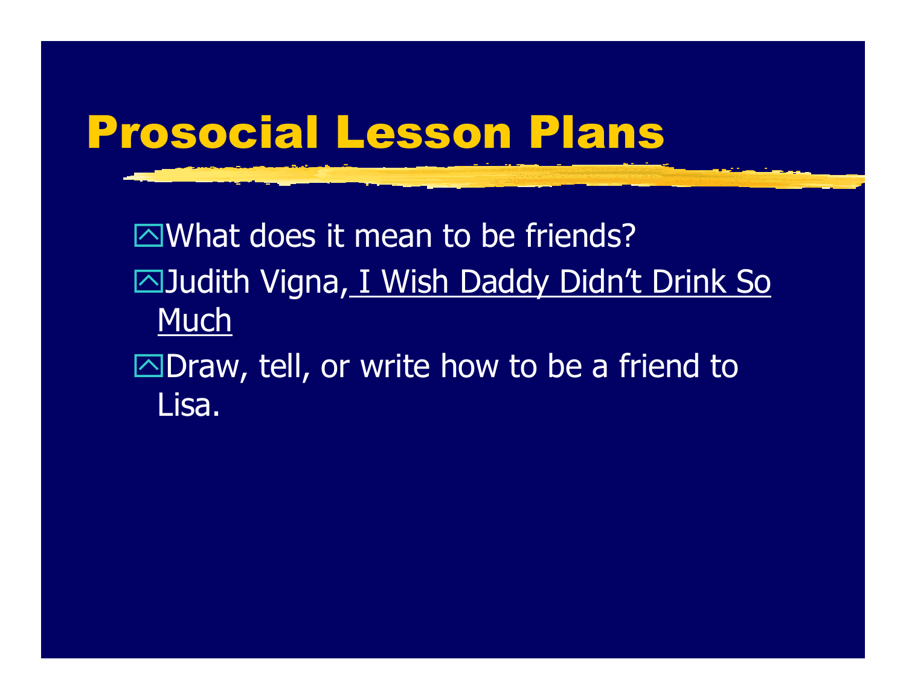# Prosocial Lesson Plans

- What does it mean to be friends?
- Judith Vigna, I Wish Daddy Didn't Drink So Much
- Draw, tell, or write how to be a friend to Lisa.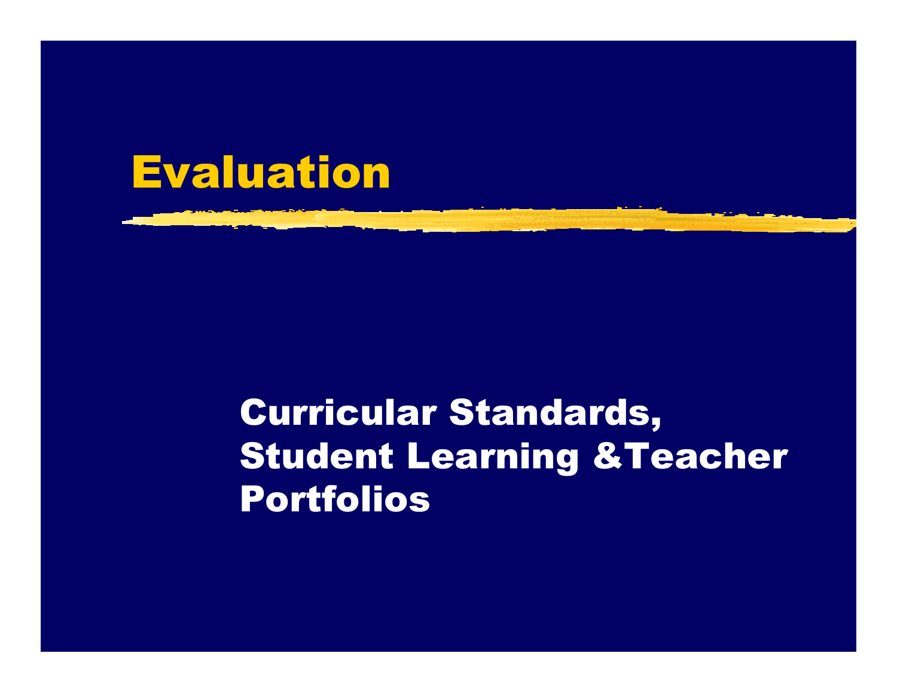# Evaluation

## Curricular Standards, Student Learning &Teacher Portfolios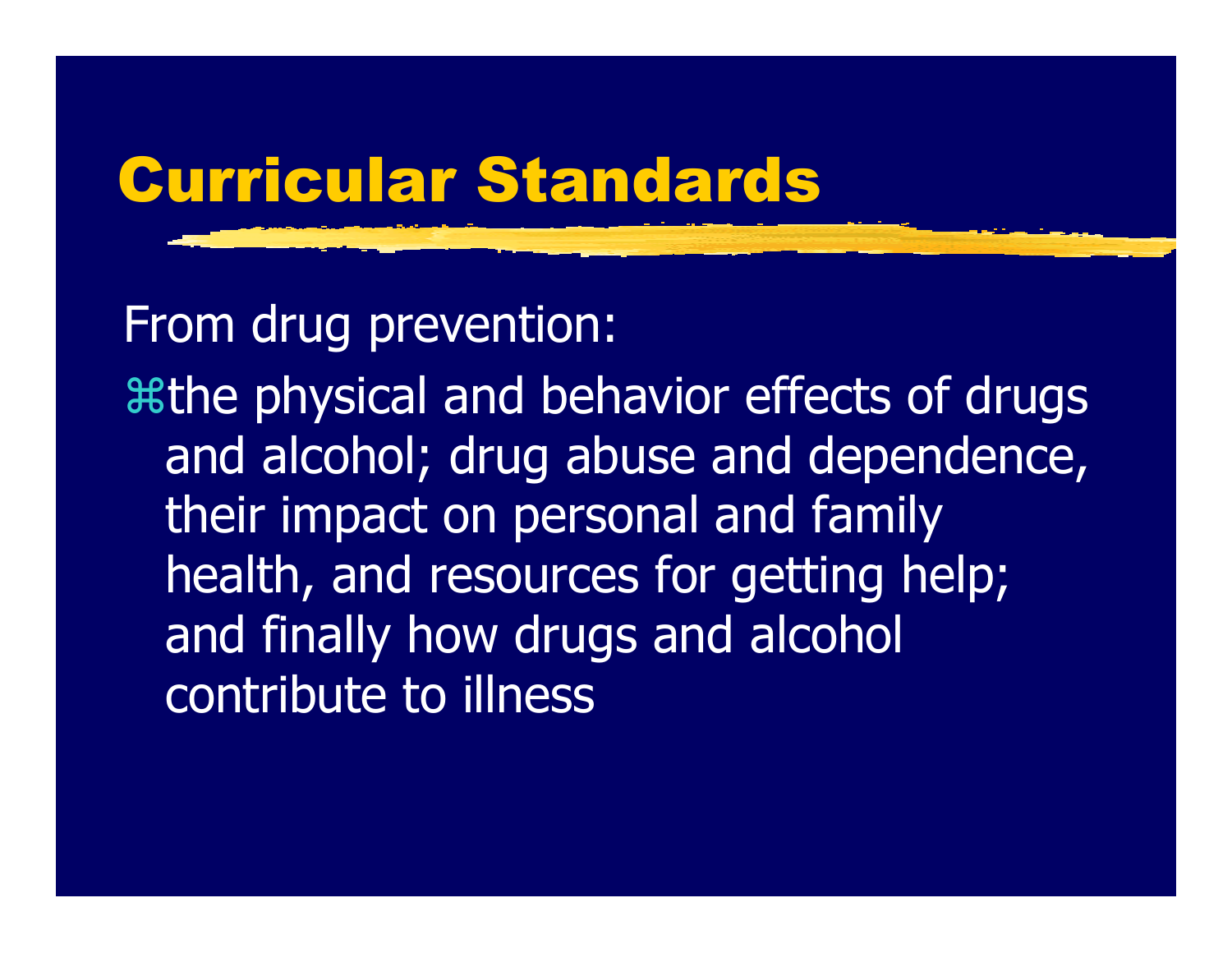# Curricular Standards

From drug prevention:

- the physical and behavior effects of drugs and alcohol; drug abuse and dependence, their impact on personal and family health, and resources for getting help; and finally how drugs and alcohol contribute to illness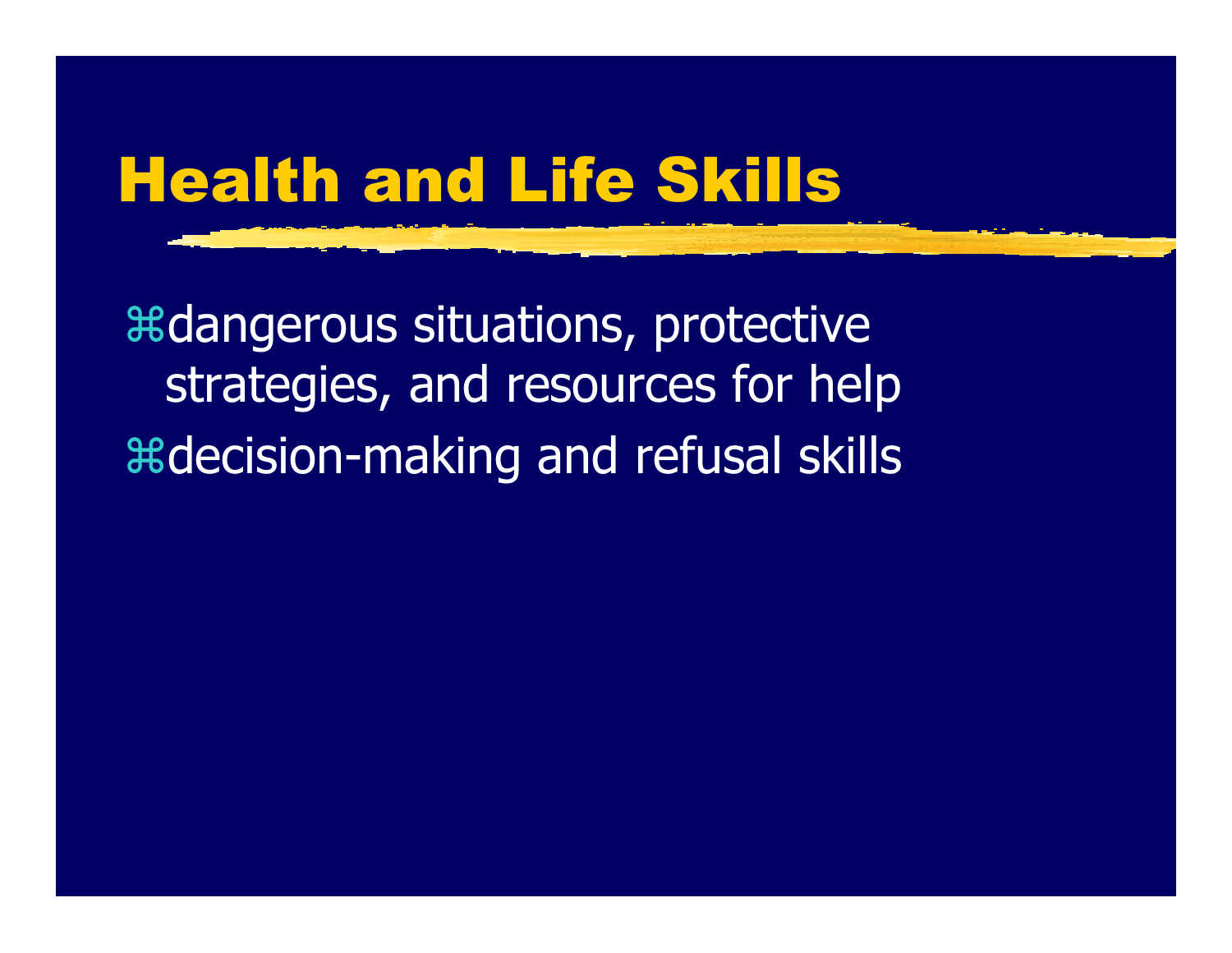# Health and Life Skills

- dangerous situations, protective strategies, and resources for help
- decision-making and refusal skills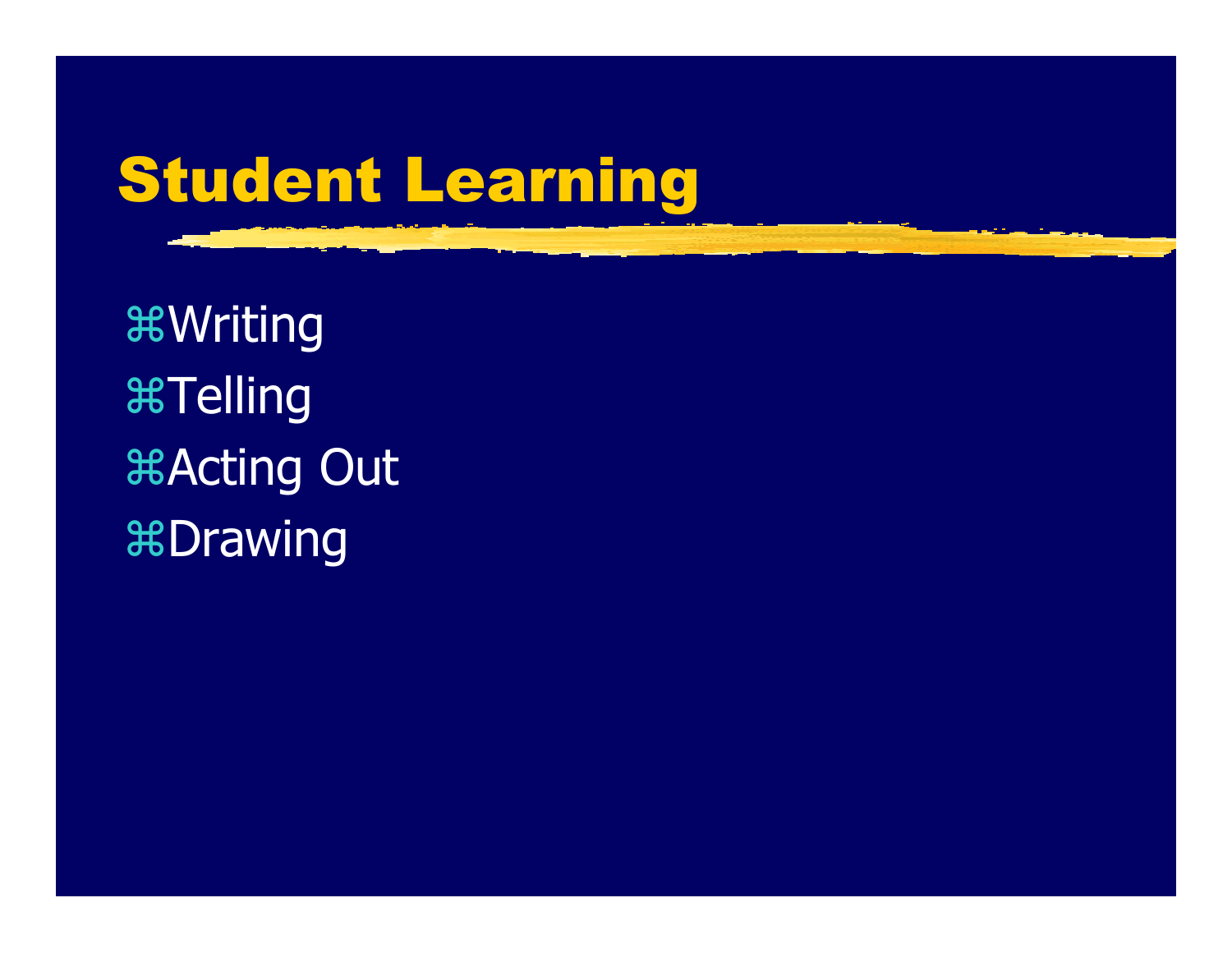# Student Learning

- Writing
- Telling
- Acting Out
- Drawing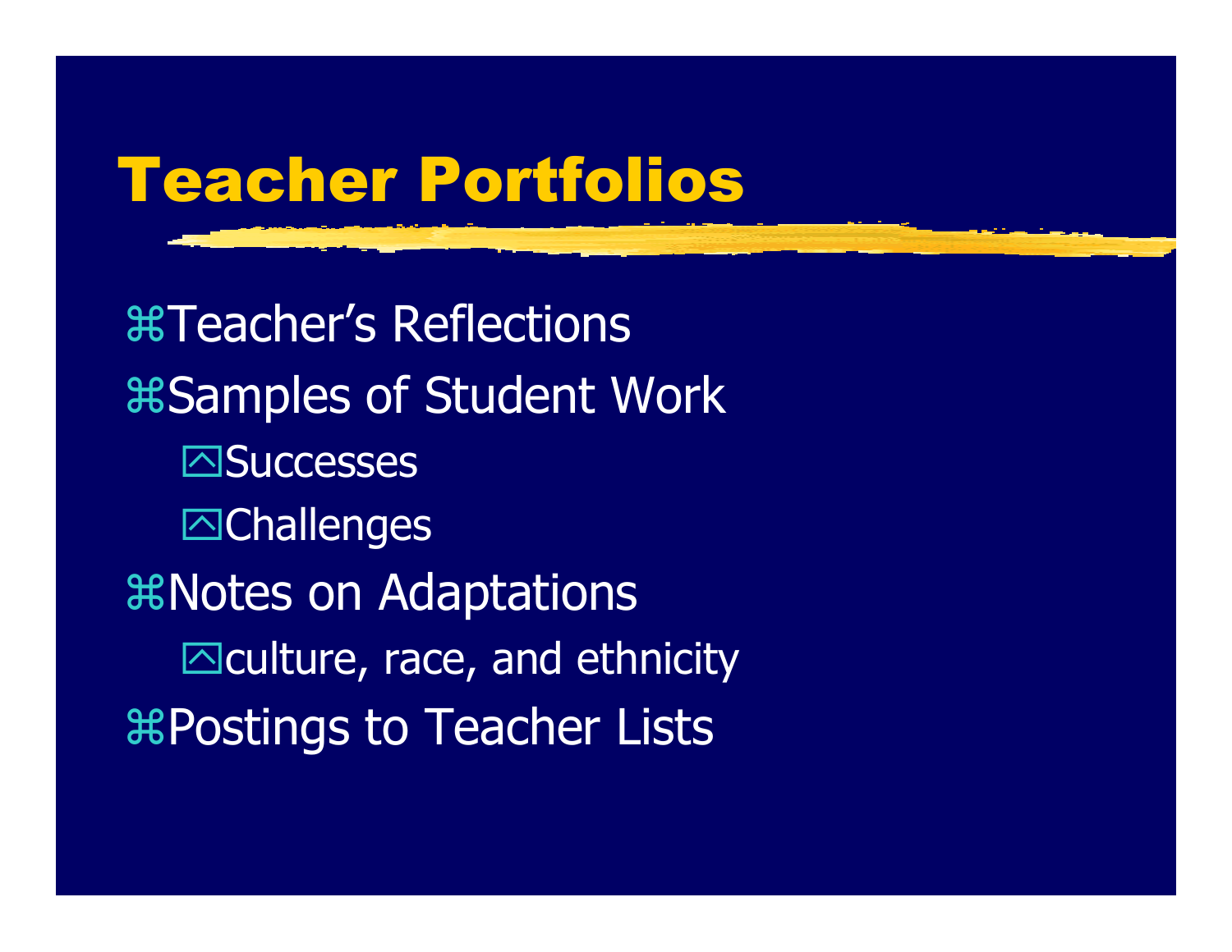# Teacher Portfolios

- Teacher's Reflections
- Samples of Student Work
  - Successes
  - Challenges
- Notes on Adaptations
  - culture, race, and ethnicity
- Postings to Teacher Lists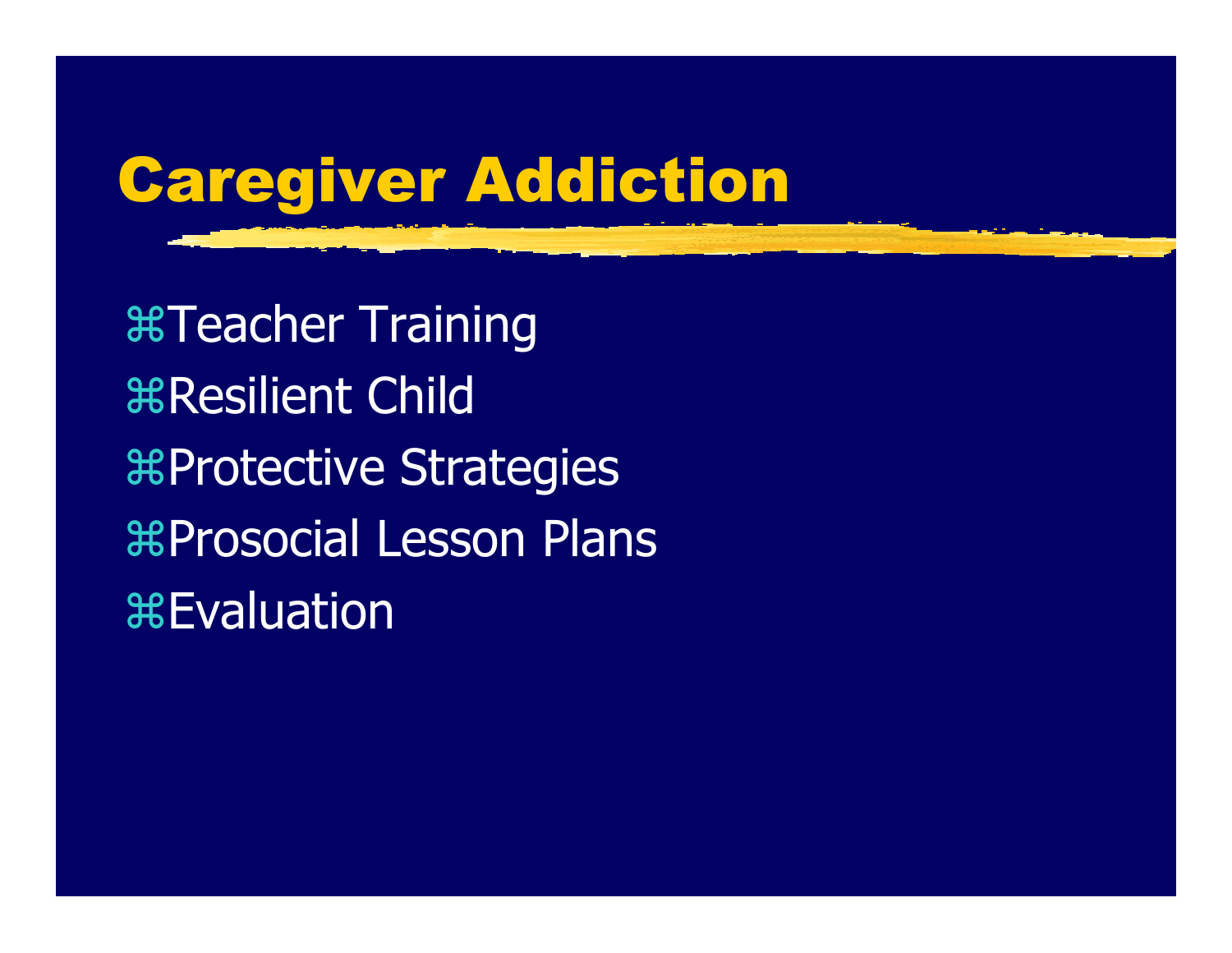# Caregiver Addiction

- Teacher Training
- Resilient Child
- Protective Strategies
- Prosocial Lesson Plans
- Evaluation